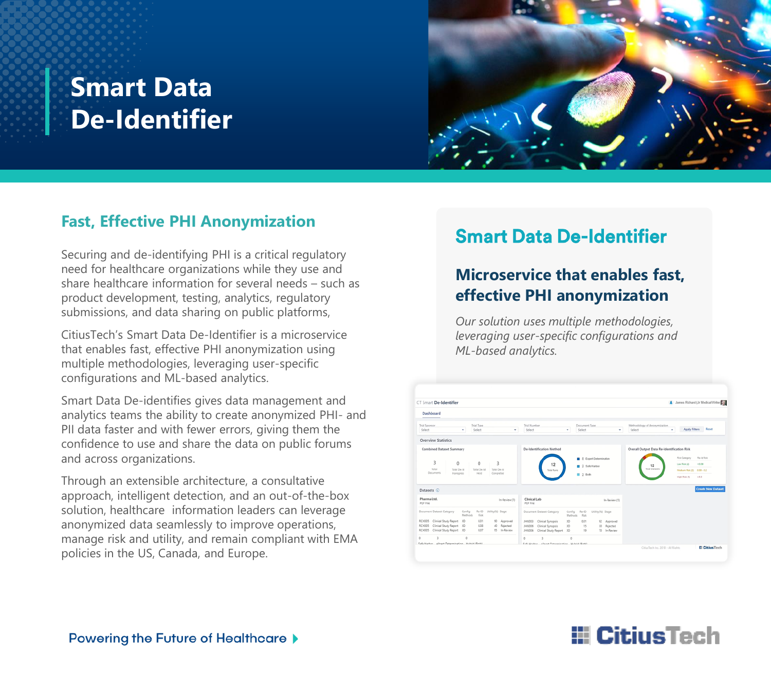# Smart Data De-Identifier

## Fast, Effective PHI Anonymization

Securing and de-identifying PHI is a critical regulatory need for healthcare organizations while they use and share healthcare information for several needs – such as product development, testing, analytics, regulatory submissions, and data sharing on public platforms,

CitiusTech's Smart Data De-Identifier is a microservice that enables fast, effective PHI anonymization using multiple methodologies, leveraging user-specific configurations and ML-based analytics.

Smart Data De-identifies gives data management and analytics teams the ability to create anonymized PHI- and PII data faster and with fewer errors, giving them the confidence to use and share the data on public forums and across organizations.

Through an extensible architecture, a consultative approach, intelligent detection, and an out-of-the-box solution, healthcare information leaders can leverage anonymized data seamlessly to improve operations, manage risk and utility, and remain compliant with EMA policies in the US, Canada, and Europe.

## Smart Data De-Identifier

### Microservice that enables fast, effective PHI anonymization

*Our solution uses multiple methodologies, leveraging user-specific configurations and ML-based analytics.*

Powering the Future of Healthcare

CitiusTech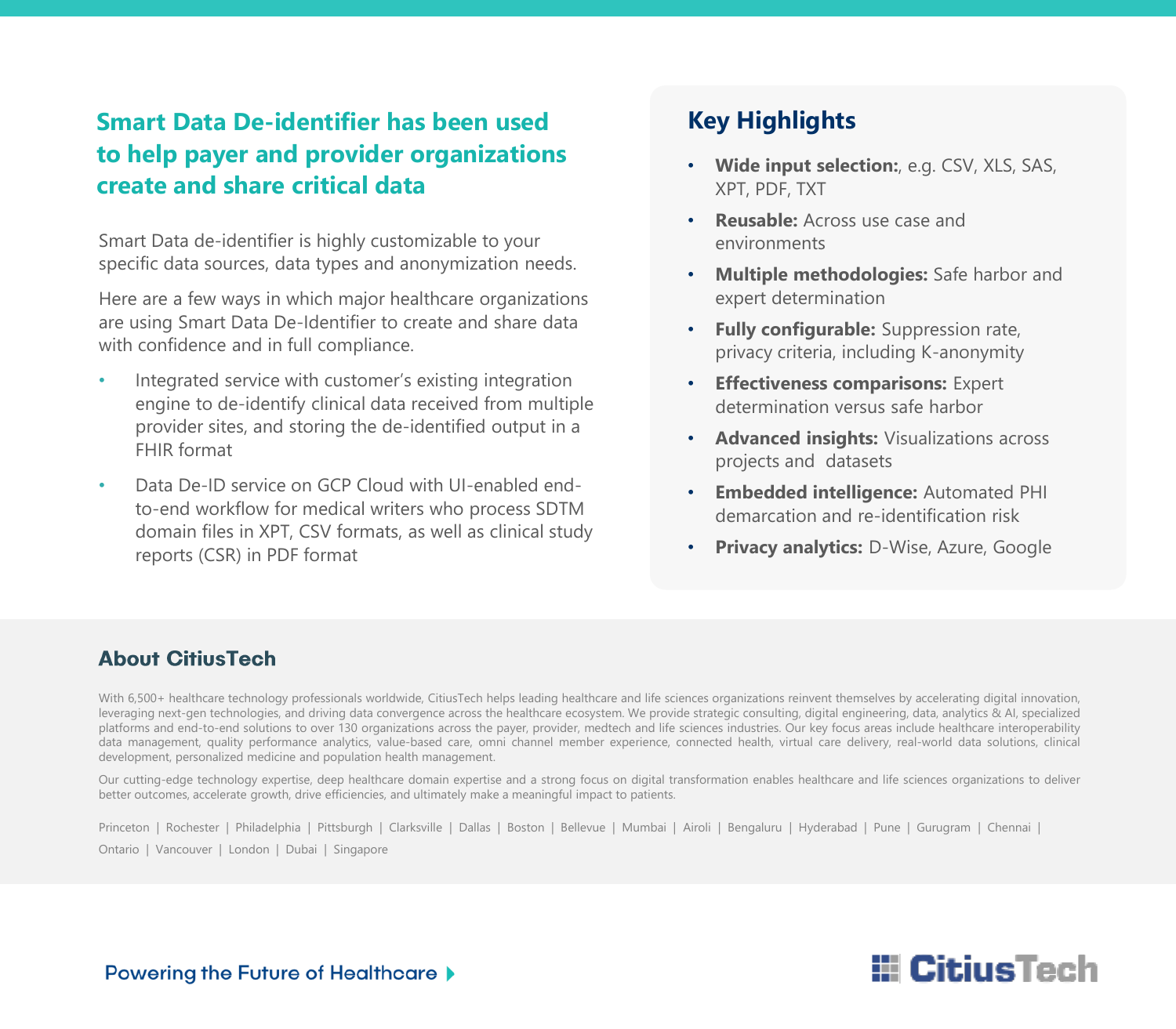## Smart Data De-identifier has been used to help payer and provider organizations create and share critical data

Smart Data de-identifier is highly customizable to your specific data sources, data types and anonymization needs.

Here are a few ways in which major healthcare organizations are using Smart Data De-Identifier to create and share data with confidence and in full compliance.

- Integrated service with customer's existing integration engine to de-identify clinical data received from multiple provider sites, and storing the de-identified output in a FHIR format
- Data De-ID service on GCP Cloud with UI-enabled end-to-end workflow for medical writers who process SDTM domain files in XPT, CSV formats, as well as clinical study reports (CSR) in PDF format

## Key Highlights

- **Wide input selection:**, e.g. CSV, XLS, SAS, XPT, PDF, TXT
- **Reusable:** Across use case and environments
- **Multiple methodologies:** Safe harbor and expert determination
- **Fully configurable:** Suppression rate, privacy criteria, including K-anonymity
- **Effectiveness comparisons:** Expert determination versus safe harbor
- **Advanced insights:** Visualizations across projects and datasets
- **Embedded intelligence:** Automated PHI demarcation and re-identification risk
- **Privacy analytics:** D-Wise, Azure, Google

## About CitiusTech

With 6,500+ healthcare technology professionals worldwide, CitiusTech helps leading healthcare and life sciences organizations reinvent themselves by accelerating digital innovation, leveraging next-gen technologies, and driving data convergence across the healthcare ecosystem. We provide strategic consulting, digital engineering, data, analytics & AI, specialized platforms and end-to-end solutions to over 130 organizations across the payer, provider, medtech and life sciences industries. Our key focus areas include healthcare interoperability data management, quality performance analytics, value-based care, omni channel member experience, connected health, virtual care delivery, real-world data solutions, clinical development, personalized medicine and population health management.

Our cutting-edge technology expertise, deep healthcare domain expertise and a strong focus on digital transformation enables healthcare and life sciences organizations to deliver better outcomes, accelerate growth, drive efficiencies, and ultimately make a meaningful impact to patients.

Princeton | Rochester | Philadelphia | Pittsburgh | Clarksville | Dallas | Boston | Bellevue | Mumbai | Airoli | Bengaluru | Hyderabad | Pune | Gurugram | Chennai | Ontario | Vancouver | London | Dubai | Singapore

Powering the Future of Healthcare

CitiusTech